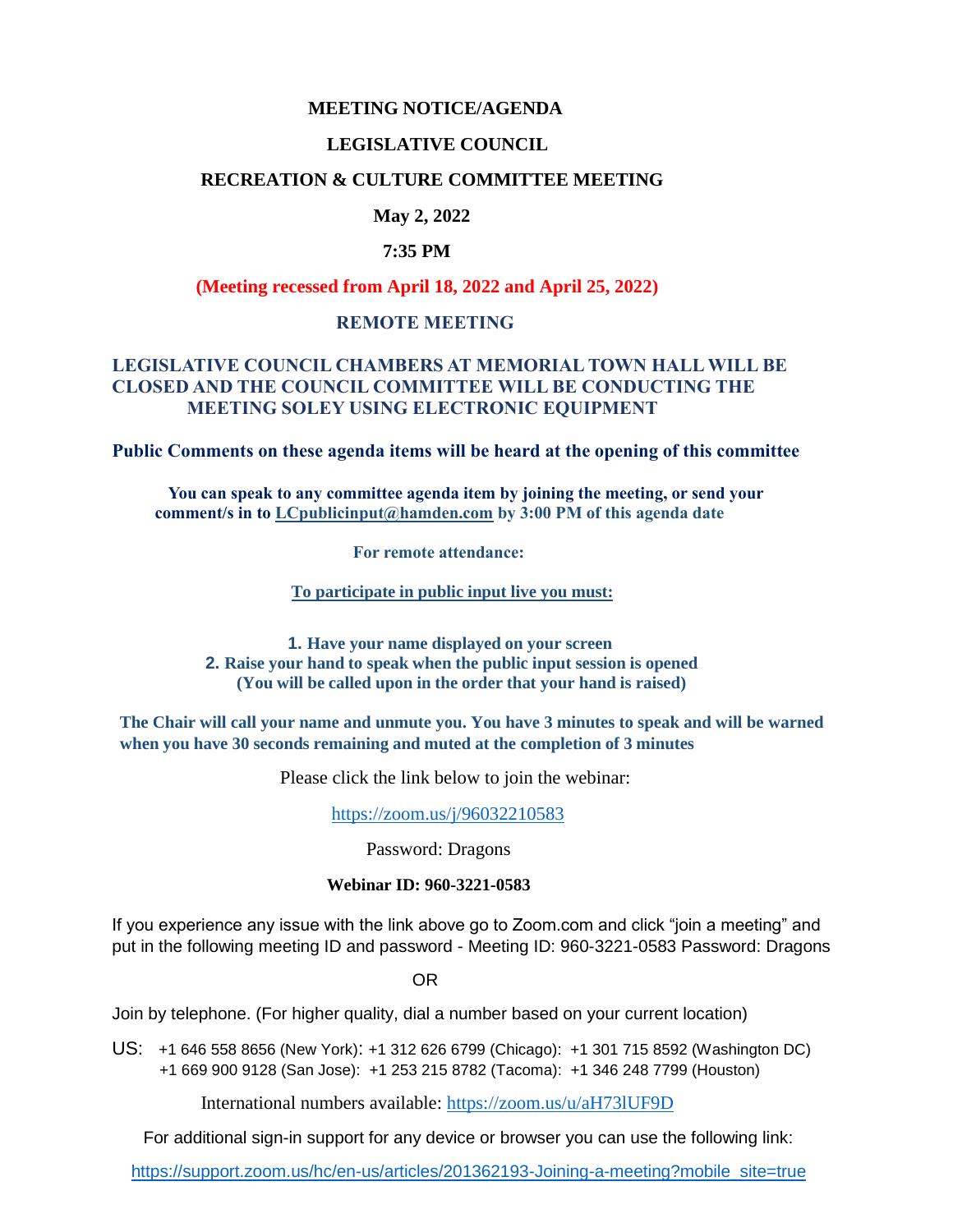**MEETING NOTICE/AGENDA**

**LEGISLATIVE COUNCIL**

**RECREATION & CULTURE COMMITTEE MEETING**

**May 2, 2022**

**7:35 PM**

**(Meeting recessed from April 18, 2022 and April 25, 2022)**

**REMOTE MEETING**

**LEGISLATIVE COUNCIL CHAMBERS AT MEMORIAL TOWN HALL WILL BE CLOSED AND THE COUNCIL COMMITTEE WILL BE CONDUCTING THE MEETING SOLEY USING ELECTRONIC EQUIPMENT**

**Public Comments on these agenda items will be heard at the opening of this committee**

**You can speak to any committee agenda item by joining the meeting, or send your comment/s in to LCpublicinput@hamden.com by 3:00 PM of this agenda date**

**For remote attendance:**

**To participate in public input live you must:**

1. **Have your name displayed on your screen**
2. **Raise your hand to speak when the public input session is opened (You will be called upon in the order that your hand is raised)**

**The Chair will call your name and unmute you. You have 3 minutes to speak and will be warned when you have 30 seconds remaining and muted at the completion of 3 minutes**

Please click the link below to join the webinar:

https://zoom.us/j/96032210583

Password: Dragons

**Webinar ID: 960-3221-0583**

If you experience any issue with the link above go to Zoom.com and click "join a meeting" and put in the following meeting ID and password - Meeting ID: 960-3221-0583 Password: Dragons

OR

Join by telephone. (For higher quality, dial a number based on your current location)

US: +1 646 558 8656 (New York): +1 312 626 6799 (Chicago): +1 301 715 8592 (Washington DC) +1 669 900 9128 (San Jose): +1 253 215 8782 (Tacoma): +1 346 248 7799 (Houston)

International numbers available: https://zoom.us/u/aH73lUF9D

For additional sign-in support for any device or browser you can use the following link:

https://support.zoom.us/hc/en-us/articles/201362193-Joining-a-meeting?mobile_site=true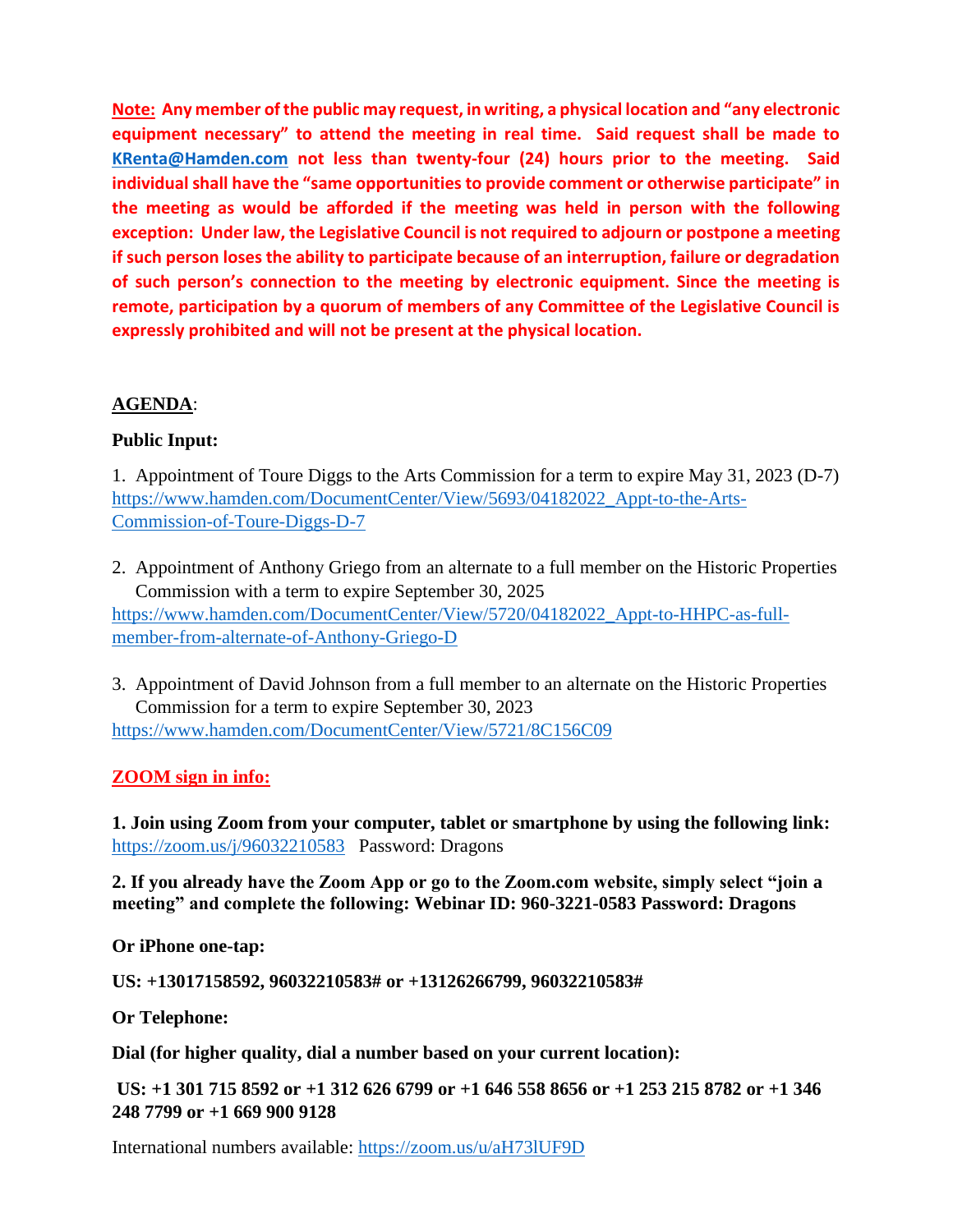**Note: Any member of the public may request, in writing, a physical location and "any electronic equipment necessary" to attend the meeting in real time. Said request shall be made to KRenta@Hamden.com not less than twenty-four (24) hours prior to the meeting. Said individual shall have the "same opportunities to provide comment or otherwise participate" in the meeting as would be afforded if the meeting was held in person with the following exception: Under law, the Legislative Council is not required to adjourn or postpone a meeting if such person loses the ability to participate because of an interruption, failure or degradation of such person's connection to the meeting by electronic equipment. Since the meeting is remote, participation by a quorum of members of any Committee of the Legislative Council is expressly prohibited and will not be present at the physical location.**

**AGENDA**:

**Public Input:**

1. Appointment of Toure Diggs to the Arts Commission for a term to expire May 31, 2023 (D-7)
https://www.hamden.com/DocumentCenter/View/5693/04182022_Appt-to-the-Arts-Commission-of-Toure-Diggs-D-7

2. Appointment of Anthony Griego from an alternate to a full member on the Historic Properties Commission with a term to expire September 30, 2025
https://www.hamden.com/DocumentCenter/View/5720/04182022_Appt-to-HHPC-as-full-member-from-alternate-of-Anthony-Griego-D

3. Appointment of David Johnson from a full member to an alternate on the Historic Properties Commission for a term to expire September 30, 2023
https://www.hamden.com/DocumentCenter/View/5721/8C156C09

**ZOOM sign in info:**

**1. Join using Zoom from your computer, tablet or smartphone by using the following link:** https://zoom.us/j/96032210583 Password: Dragons

**2. If you already have the Zoom App or go to the Zoom.com website, simply select "join a meeting" and complete the following: Webinar ID: 960-3221-0583 Password: Dragons**

**Or iPhone one-tap:**

**US: +13017158592, 96032210583# or +13126266799, 96032210583#**

**Or Telephone:**

**Dial (for higher quality, dial a number based on your current location):**

**US: +1 301 715 8592 or +1 312 626 6799 or +1 646 558 8656 or +1 253 215 8782 or +1 346 248 7799 or +1 669 900 9128**

International numbers available: https://zoom.us/u/aH73lUF9D